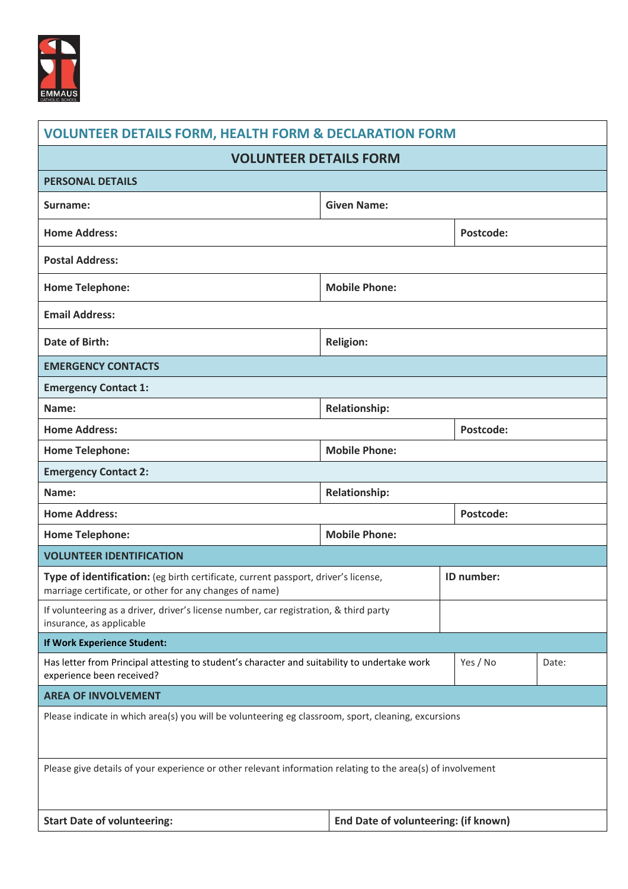EMMAUS CATHOLIC SCHOOL

## VOLUNTEER DETAILS FORM, HEALTH FORM & DECLARATION FORM

### VOLUNTEER DETAILS FORM

| | | |
|---|---|---|
| **PERSONAL DETAILS** | | |
| **Surname:** | **Given Name:** | |
| **Home Address:** | | **Postcode:** |
| **Postal Address:** | | |
| **Home Telephone:** | **Mobile Phone:** | |
| **Email Address:** | | |
| **Date of Birth:** | **Religion:** | |
| **EMERGENCY CONTACTS** | | |
| **Emergency Contact 1:** | | |
| **Name:** | **Relationship:** | |
| **Home Address:** | | **Postcode:** |
| **Home Telephone:** | **Mobile Phone:** | |
| **Emergency Contact 2:** | | |
| **Name:** | **Relationship:** | |
| **Home Address:** | | **Postcode:** |
| **Home Telephone:** | **Mobile Phone:** | |

| | | |
|---|---|---|
| **VOLUNTEER IDENTIFICATION** | | |
| **Type of identification:** (eg birth certificate, current passport, driver's license, marriage certificate, or other for any changes of name) | **ID number:** | |
| If volunteering as a driver, driver's license number, car registration, & third party insurance, as applicable | | |
| **If Work Experience Student:** | | |
| Has letter from Principal attesting to student's character and suitability to undertake work experience been received? | Yes / No | Date: |

| | |
|---|---|
| **AREA OF INVOLVEMENT** | |
| Please indicate in which area(s) you will be volunteering eg classroom, sport, cleaning, excursions | |
| Please give details of your experience or other relevant information relating to the area(s) of involvement | |
| **Start Date of volunteering:** | **End Date of volunteering: (if known)** |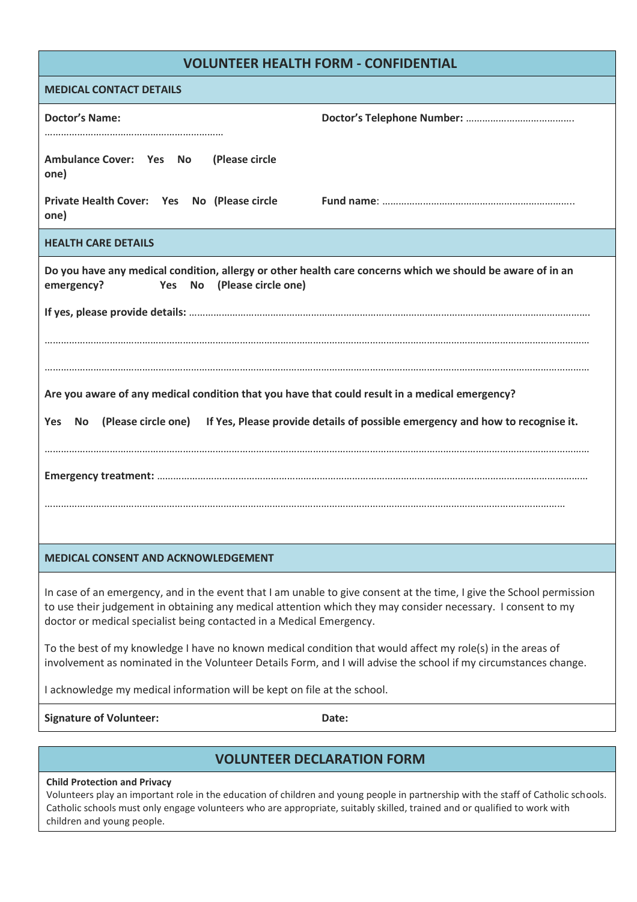## VOLUNTEER HEALTH FORM - CONFIDENTIAL

### MEDICAL CONTACT DETAILS

**Doctor's Name:** ………………………………………………………

**Doctor's Telephone Number:** ………………………………….

**Ambulance Cover: Yes No (Please circle one)**

**Private Health Cover: Yes No (Please circle one)**

**Fund name**: …………………………………………………………..

### HEALTH CARE DETAILS

**Do you have any medical condition, allergy or other health care concerns which we should be aware of in an emergency? Yes No (Please circle one)**

**If yes, please provide details:** ……………………………………………………………………………………………………………………………

…………………………………………………………………………………………………………………………………………………………………

…………………………………………………………………………………………………………………………………………………………………

**Are you aware of any medical condition that you have that could result in a medical emergency?**

**Yes No (Please circle one) If Yes, Please provide details of possible emergency and how to recognise it.**

…………………………………………………………………………………………………………………………………………………………………

**Emergency treatment:** ……………………………………………………………………………………………………………………………………

……………………………………………………………………………………………………………………………………………………………

### MEDICAL CONSENT AND ACKNOWLEDGEMENT

In case of an emergency, and in the event that I am unable to give consent at the time, I give the School permission to use their judgement in obtaining any medical attention which they may consider necessary. I consent to my doctor or medical specialist being contacted in a Medical Emergency.

To the best of my knowledge I have no known medical condition that would affect my role(s) in the areas of involvement as nominated in the Volunteer Details Form, and I will advise the school if my circumstances change.

I acknowledge my medical information will be kept on file at the school.

**Signature of Volunteer:** **Date:**

## VOLUNTEER DECLARATION FORM

**Child Protection and Privacy**

Volunteers play an important role in the education of children and young people in partnership with the staff of Catholic schools. Catholic schools must only engage volunteers who are appropriate, suitably skilled, trained and or qualified to work with children and young people.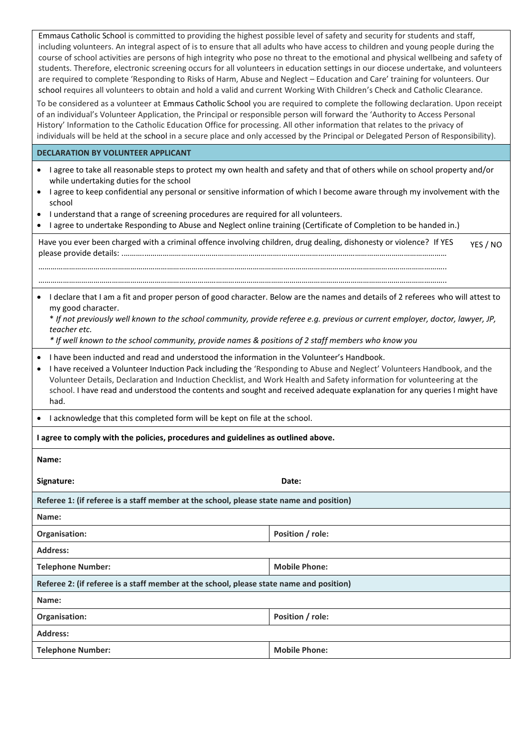Emmaus Catholic School is committed to providing the highest possible level of safety and security for students and staff, including volunteers. An integral aspect of is to ensure that all adults who have access to children and young people during the course of school activities are persons of high integrity who pose no threat to the emotional and physical wellbeing and safety of students. Therefore, electronic screening occurs for all volunteers in education settings in our diocese undertake, and volunteers are required to complete 'Responding to Risks of Harm, Abuse and Neglect – Education and Care' training for volunteers. Our school requires all volunteers to obtain and hold a valid and current Working With Children's Check and Catholic Clearance.

To be considered as a volunteer at Emmaus Catholic School you are required to complete the following declaration. Upon receipt of an individual's Volunteer Application, the Principal or responsible person will forward the 'Authority to Access Personal History' Information to the Catholic Education Office for processing. All other information that relates to the privacy of individuals will be held at the school in a secure place and only accessed by the Principal or Delegated Person of Responsibility).

**DECLARATION BY VOLUNTEER APPLICANT**

- I agree to take all reasonable steps to protect my own health and safety and that of others while on school property and/or while undertaking duties for the school
- I agree to keep confidential any personal or sensitive information of which I become aware through my involvement with the school
- I understand that a range of screening procedures are required for all volunteers.
- I agree to undertake Responding to Abuse and Neglect online training (Certificate of Completion to be handed in.)

Have you ever been charged with a criminal offence involving children, drug dealing, dishonesty or violence? If YES please provide details: ……………………………………………………………………………………………………………………………… YES / NO

………………………………………………………………………………………………………………………………………………………………

………………………………………………………………………………………………………………………………………………………………

- I declare that I am a fit and proper person of good character. Below are the names and details of 2 referees who will attest to my good character.
  \* *If not previously well known to the school community, provide referee e.g. previous or current employer, doctor, lawyer, JP, teacher etc.*
  \* *If well known to the school community, provide names & positions of 2 staff members who know you*

- I have been inducted and read and understood the information in the Volunteer's Handbook.
- I have received a Volunteer Induction Pack including the 'Responding to Abuse and Neglect' Volunteers Handbook, and the Volunteer Details, Declaration and Induction Checklist, and Work Health and Safety information for volunteering at the school. I have read and understood the contents and sought and received adequate explanation for any queries I might have had.

- I acknowledge that this completed form will be kept on file at the school.

**I agree to comply with the policies, procedures and guidelines as outlined above.**

**Name:**

**Signature:** **Date:**

| | |
|---|---|
| **Referee 1: (if referee is a staff member at the school, please state name and position)** | |
| **Name:** | |
| **Organisation:** | **Position / role:** |
| **Address:** | |
| **Telephone Number:** | **Mobile Phone:** |
| **Referee 2: (if referee is a staff member at the school, please state name and position)** | |
| **Name:** | |
| **Organisation:** | **Position / role:** |
| **Address:** | |
| **Telephone Number:** | **Mobile Phone:** |